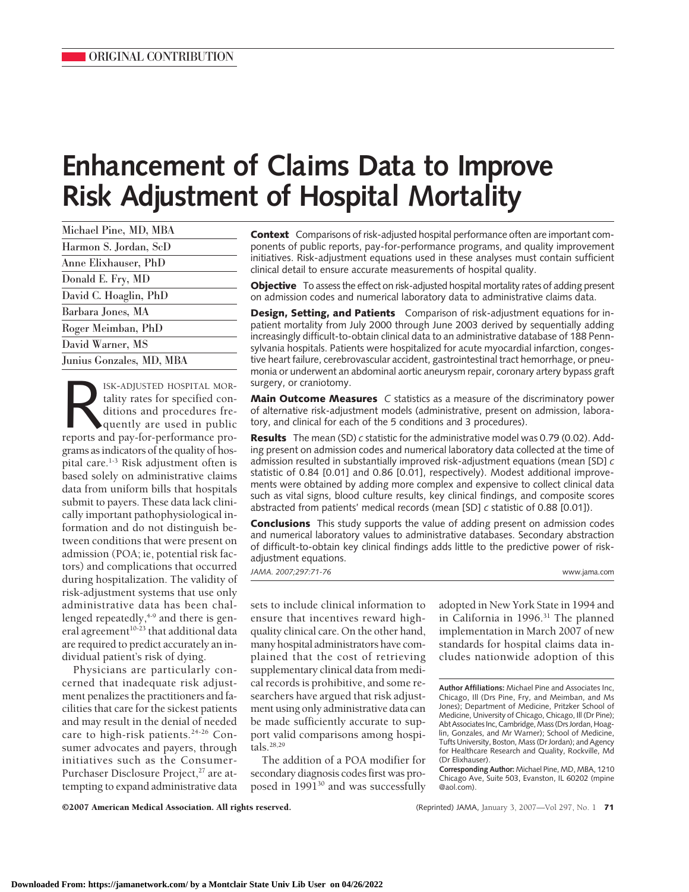ORIGINAL CONTRIBUTION

# Enhancement of Claims Data to Improve Risk Adjustment of Hospital Mortality

Michael Pine, MD, MBA
Harmon S. Jordan, ScD
Anne Elixhauser, PhD
Donald E. Fry, MD
David C. Hoaglin, PhD
Barbara Jones, MA
Roger Meimban, PhD
David Warner, MS
Junius Gonzales, MD, MBA

**Context** Comparisons of risk-adjusted hospital performance often are important components of public reports, pay-for-performance programs, and quality improvement initiatives. Risk-adjustment equations used in these analyses must contain sufficient clinical detail to ensure accurate measurements of hospital quality.

**Objective** To assess the effect on risk-adjusted hospital mortality rates of adding present on admission codes and numerical laboratory data to administrative claims data.

**Design, Setting, and Patients** Comparison of risk-adjustment equations for inpatient mortality from July 2000 through June 2003 derived by sequentially adding increasingly difficult-to-obtain clinical data to an administrative database of 188 Pennsylvania hospitals. Patients were hospitalized for acute myocardial infarction, congestive heart failure, cerebrovascular accident, gastrointestinal tract hemorrhage, or pneumonia or underwent an abdominal aortic aneurysm repair, coronary artery bypass graft surgery, or craniotomy.

**Main Outcome Measures** *C* statistics as a measure of the discriminatory power of alternative risk-adjustment models (administrative, present on admission, laboratory, and clinical for each of the 5 conditions and 3 procedures).

**Results** The mean (SD) *c* statistic for the administrative model was 0.79 (0.02). Adding present on admission codes and numerical laboratory data collected at the time of admission resulted in substantially improved risk-adjustment equations (mean [SD] *c* statistic of 0.84 [0.01] and 0.86 [0.01], respectively). Modest additional improvements were obtained by adding more complex and expensive to collect clinical data such as vital signs, blood culture results, key clinical findings, and composite scores abstracted from patients' medical records (mean [SD] *c* statistic of 0.88 [0.01]).

**Conclusions** This study supports the value of adding present on admission codes and numerical laboratory values to administrative databases. Secondary abstraction of difficult-to-obtain key clinical findings adds little to the predictive power of risk-adjustment equations.

*JAMA. 2007;297:71-76* www.jama.com

Risk-adjusted hospital mortality rates for specified conditions and procedures frequently are used in public reports and pay-for-performance programs as indicators of the quality of hospital care.[1-3] Risk adjustment often is based solely on administrative claims data from uniform bills that hospitals submit to payers. These data lack clinically important pathophysiological information and do not distinguish between conditions that were present on admission (POA; ie, potential risk factors) and complications that occurred during hospitalization. The validity of risk-adjustment systems that use only administrative data has been challenged repeatedly,[4-9] and there is general agreement[10-23] that additional data are required to predict accurately an individual patient's risk of dying.

Physicians are particularly concerned that inadequate risk adjustment penalizes the practitioners and facilities that care for the sickest patients and may result in the denial of needed care to high-risk patients.[24-26] Consumer advocates and payers, through initiatives such as the Consumer-Purchaser Disclosure Project,[27] are attempting to expand administrative data sets to include clinical information to ensure that incentives reward high-quality clinical care. On the other hand, many hospital administrators have complained that the cost of retrieving supplementary clinical data from medical records is prohibitive, and some researchers have argued that risk adjustment using only administrative data can be made sufficiently accurate to support valid comparisons among hospitals.[28,29]

The addition of a POA modifier for secondary diagnosis codes first was proposed in 1991[30] and was successfully adopted in New York State in 1994 and in California in 1996.[31] The planned implementation in March 2007 of new standards for hospital claims data includes nationwide adoption of this

**Author Affiliations:** Michael Pine and Associates Inc, Chicago, Ill (Drs Pine, Fry, and Meimban, and Ms Jones); Department of Medicine, Pritzker School of Medicine, University of Chicago, Chicago, Ill (Dr Pine); Abt Associates Inc, Cambridge, Mass (Drs Jordan, Hoaglin, Gonzales, and Mr Warner); School of Medicine, Tufts University, Boston, Mass (Dr Jordan); and Agency for Healthcare Research and Quality, Rockville, Md (Dr Elixhauser).

**Corresponding Author:** Michael Pine, MD, MBA, 1210 Chicago Ave, Suite 503, Evanston, IL 60202 (mpine@aol.com).

©2007 American Medical Association. All rights reserved.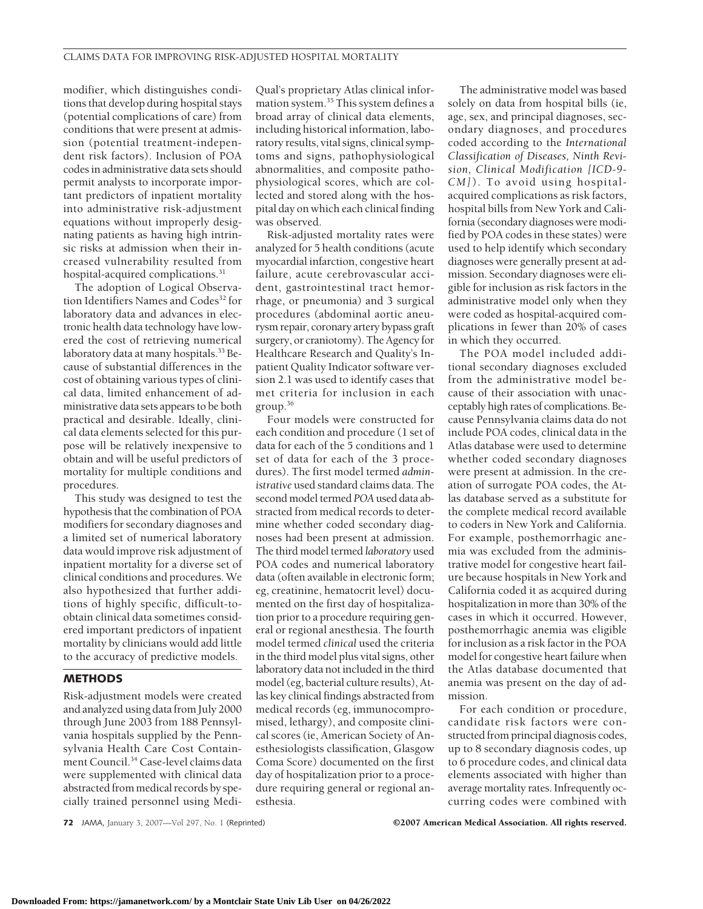modifier, which distinguishes conditions that develop during hospital stays (potential complications of care) from conditions that were present at admission (potential treatment-independent risk factors). Inclusion of POA codes in administrative data sets should permit analysts to incorporate important predictors of inpatient mortality into administrative risk-adjustment equations without improperly designating patients as having high intrinsic risks at admission when their increased vulnerability resulted from hospital-acquired complications.[31]

The adoption of Logical Observation Identifiers Names and Codes[32] for laboratory data and advances in electronic health data technology have lowered the cost of retrieving numerical laboratory data at many hospitals.[33] Because of substantial differences in the cost of obtaining various types of clinical data, limited enhancement of administrative data sets appears to be both practical and desirable. Ideally, clinical data elements selected for this purpose will be relatively inexpensive to obtain and will be useful predictors of mortality for multiple conditions and procedures.

This study was designed to test the hypothesis that the combination of POA modifiers for secondary diagnoses and a limited set of numerical laboratory data would improve risk adjustment of inpatient mortality for a diverse set of clinical conditions and procedures. We also hypothesized that further additions of highly specific, difficult-to-obtain clinical data sometimes considered important predictors of inpatient mortality by clinicians would add little to the accuracy of predictive models.

## METHODS

Risk-adjustment models were created and analyzed using data from July 2000 through June 2003 from 188 Pennsylvania hospitals supplied by the Pennsylvania Health Care Cost Containment Council.[34] Case-level claims data were supplemented with clinical data abstracted from medical records by specially trained personnel using MediQual's proprietary Atlas clinical information system.[35] This system defines a broad array of clinical data elements, including historical information, laboratory results, vital signs, clinical symptoms and signs, pathophysiological abnormalities, and composite pathophysiological scores, which are collected and stored along with the hospital day on which each clinical finding was observed.

Risk-adjusted mortality rates were analyzed for 5 health conditions (acute myocardial infarction, congestive heart failure, acute cerebrovascular accident, gastrointestinal tract hemorrhage, or pneumonia) and 3 surgical procedures (abdominal aortic aneurysm repair, coronary artery bypass graft surgery, or craniotomy). The Agency for Healthcare Research and Quality's Inpatient Quality Indicator software version 2.1 was used to identify cases that met criteria for inclusion in each group.[36]

Four models were constructed for each condition and procedure (1 set of data for each of the 5 conditions and 1 set of data for each of the 3 procedures). The first model termed *administrative* used standard claims data. The second model termed *POA* used data abstracted from medical records to determine whether coded secondary diagnoses had been present at admission. The third model termed *laboratory* used POA codes and numerical laboratory data (often available in electronic form; eg, creatinine, hematocrit level) documented on the first day of hospitalization prior to a procedure requiring general or regional anesthesia. The fourth model termed *clinical* used the criteria in the third model plus vital signs, other laboratory data not included in the third model (eg, bacterial culture results), Atlas key clinical findings abstracted from medical records (eg, immunocompromised, lethargy), and composite clinical scores (ie, American Society of Anesthesiologists classification, Glasgow Coma Score) documented on the first day of hospitalization prior to a procedure requiring general or regional anesthesia.

The administrative model was based solely on data from hospital bills (ie, age, sex, and principal diagnoses, secondary diagnoses, and procedures coded according to the *International Classification of Diseases, Ninth Revision, Clinical Modification [ICD-9-CM]*). To avoid using hospital-acquired complications as risk factors, hospital bills from New York and California (secondary diagnoses were modified by POA codes in these states) were used to help identify which secondary diagnoses were generally present at admission. Secondary diagnoses were eligible for inclusion as risk factors in the administrative model only when they were coded as hospital-acquired complications in fewer than 20% of cases in which they occurred.

The POA model included additional secondary diagnoses excluded from the administrative model because of their association with unacceptably high rates of complications. Because Pennsylvania claims data do not include POA codes, clinical data in the Atlas database were used to determine whether coded secondary diagnoses were present at admission. In the creation of surrogate POA codes, the Atlas database served as a substitute for the complete medical record available to coders in New York and California. For example, posthemorrhagic anemia was excluded from the administrative model for congestive heart failure because hospitals in New York and California coded it as acquired during hospitalization in more than 30% of the cases in which it occurred. However, posthemorrhagic anemia was eligible for inclusion as a risk factor in the POA model for congestive heart failure when the Atlas database documented that anemia was present on the day of admission.

For each condition or procedure, candidate risk factors were constructed from principal diagnosis codes, up to 8 secondary diagnosis codes, up to 6 procedure codes, and clinical data elements associated with higher than average mortality rates. Infrequently occurring codes were combined with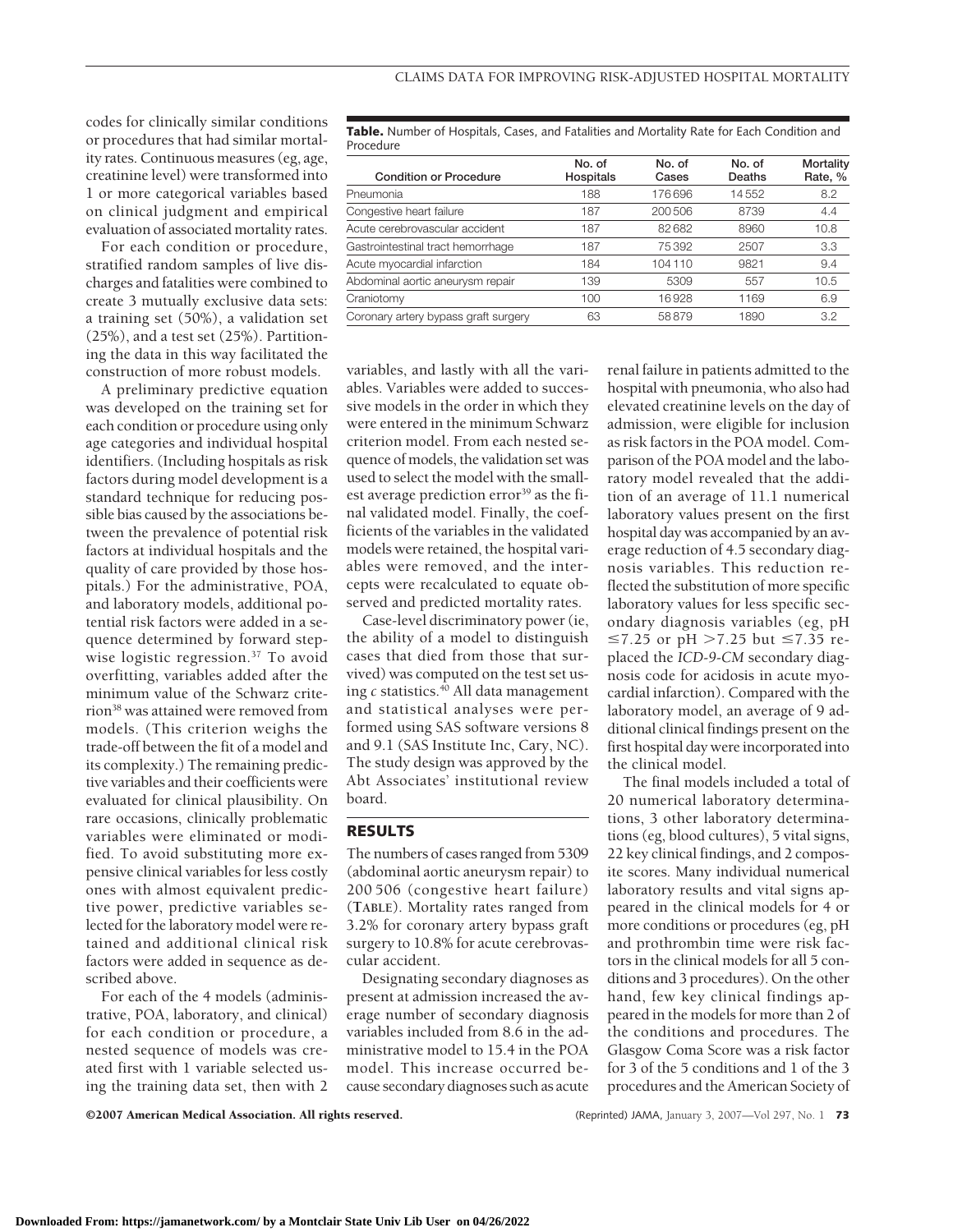codes for clinically similar conditions or procedures that had similar mortality rates. Continuous measures (eg, age, creatinine level) were transformed into 1 or more categorical variables based on clinical judgment and empirical evaluation of associated mortality rates.

For each condition or procedure, stratified random samples of live discharges and fatalities were combined to create 3 mutually exclusive data sets: a training set (50%), a validation set (25%), and a test set (25%). Partitioning the data in this way facilitated the construction of more robust models.

A preliminary predictive equation was developed on the training set for each condition or procedure using only age categories and individual hospital identifiers. (Including hospitals as risk factors during model development is a standard technique for reducing possible bias caused by the associations between the prevalence of potential risk factors at individual hospitals and the quality of care provided by those hospitals.) For the administrative, POA, and laboratory models, additional potential risk factors were added in a sequence determined by forward stepwise logistic regression.[37] To avoid overfitting, variables added after the minimum value of the Schwarz criterion[38] was attained were removed from models. (This criterion weighs the trade-off between the fit of a model and its complexity.) The remaining predictive variables and their coefficients were evaluated for clinical plausibility. On rare occasions, clinically problematic variables were eliminated or modified. To avoid substituting more expensive clinical variables for less costly ones with almost equivalent predictive power, predictive variables selected for the laboratory model were retained and additional clinical risk factors were added in sequence as described above.

For each of the 4 models (administrative, POA, laboratory, and clinical) for each condition or procedure, a nested sequence of models was created first with 1 variable selected using the training data set, then with 2 variables, and lastly with all the variables. Variables were added to successive models in the order in which they were entered in the minimum Schwarz criterion model. From each nested sequence of models, the validation set was used to select the model with the smallest average prediction error[39] as the final validated model. Finally, the coefficients of the variables in the validated models were retained, the hospital variables were removed, and the intercepts were recalculated to equate observed and predicted mortality rates.

Case-level discriminatory power (ie, the ability of a model to distinguish cases that died from those that survived) was computed on the test set using *c* statistics.[40] All data management and statistical analyses were performed using SAS software versions 8 and 9.1 (SAS Institute Inc, Cary, NC). The study design was approved by the Abt Associates' institutional review board.

**Table.** Number of Hospitals, Cases, and Fatalities and Mortality Rate for Each Condition and Procedure

| Condition or Procedure | No. of Hospitals | No. of Cases | No. of Deaths | Mortality Rate, % |
|---|---|---|---|---|
| Pneumonia | 188 | 176 696 | 14 552 | 8.2 |
| Congestive heart failure | 187 | 200 506 | 8739 | 4.4 |
| Acute cerebrovascular accident | 187 | 82 682 | 8960 | 10.8 |
| Gastrointestinal tract hemorrhage | 187 | 75 392 | 2507 | 3.3 |
| Acute myocardial infarction | 184 | 104 110 | 9821 | 9.4 |
| Abdominal aortic aneurysm repair | 139 | 5309 | 557 | 10.5 |
| Craniotomy | 100 | 16 928 | 1169 | 6.9 |
| Coronary artery bypass graft surgery | 63 | 58 879 | 1890 | 3.2 |

## RESULTS

The numbers of cases ranged from 5309 (abdominal aortic aneurysm repair) to 200 506 (congestive heart failure) (TABLE). Mortality rates ranged from 3.2% for coronary artery bypass graft surgery to 10.8% for acute cerebrovascular accident.

Designating secondary diagnoses as present at admission increased the average number of secondary diagnosis variables included from 8.6 in the administrative model to 15.4 in the POA model. This increase occurred because secondary diagnoses such as acute renal failure in patients admitted to the hospital with pneumonia, who also had elevated creatinine levels on the day of admission, were eligible for inclusion as risk factors in the POA model. Comparison of the POA model and the laboratory model revealed that the addition of an average of 11.1 numerical laboratory values present on the first hospital day was accompanied by an average reduction of 4.5 secondary diagnosis variables. This reduction reflected the substitution of more specific laboratory values for less specific secondary diagnosis variables (eg, pH $\leq$7.25 or pH $>$7.25 but $\leq$7.35 replaced the *ICD-9-CM* secondary diagnosis code for acidosis in acute myocardial infarction). Compared with the laboratory model, an average of 9 additional clinical findings present on the first hospital day were incorporated into the clinical model.

The final models included a total of 20 numerical laboratory determinations, 3 other laboratory determinations (eg, blood cultures), 5 vital signs, 22 key clinical findings, and 2 composite scores. Many individual numerical laboratory results and vital signs appeared in the clinical models for 4 or more conditions or procedures (eg, pH and prothrombin time were risk factors in the clinical models for all 5 conditions and 3 procedures). On the other hand, few key clinical findings appeared in the models for more than 2 of the conditions and procedures. The Glasgow Coma Score was a risk factor for 3 of the 5 conditions and 1 of the 3 procedures and the American Society of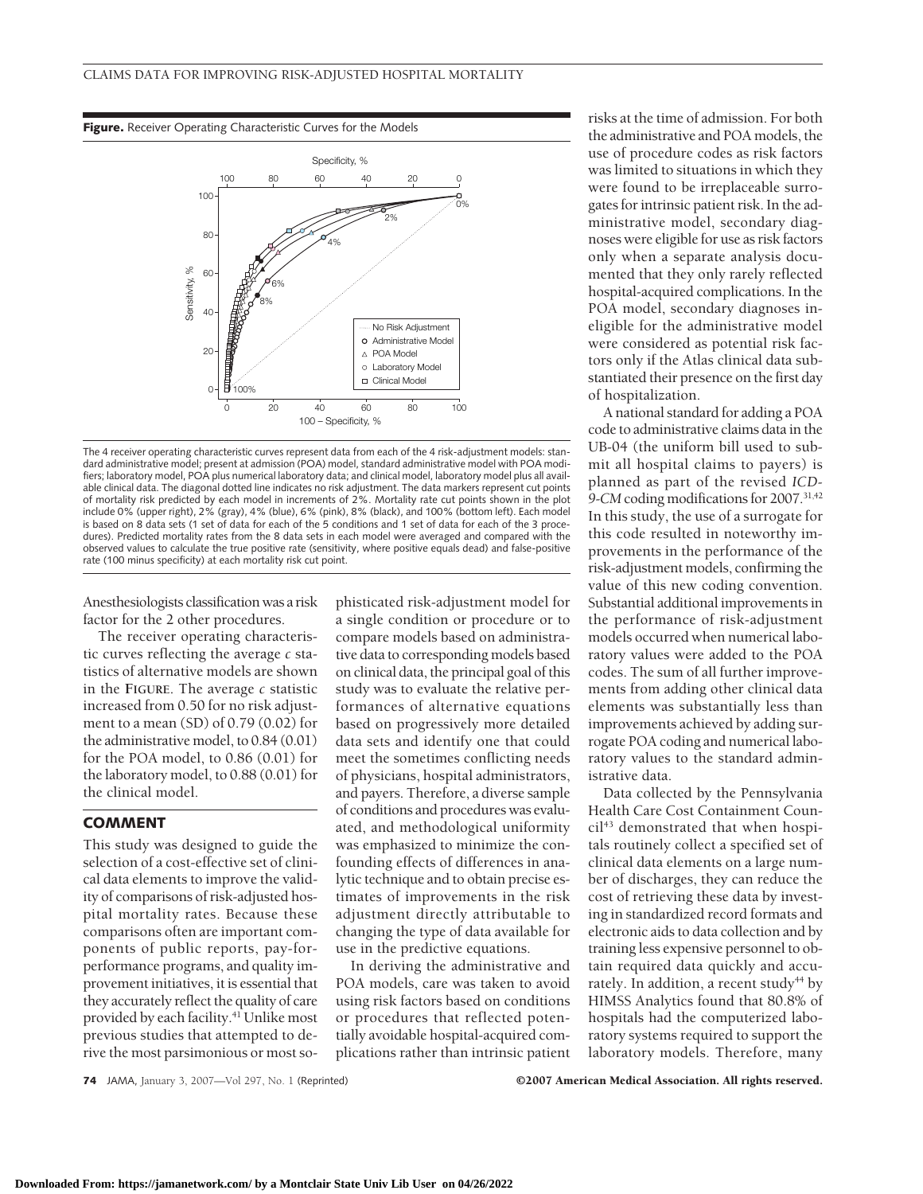**Figure.** Receiver Operating Characteristic Curves for the Models

Specificity, %

100 80 60 40 20 0

Sensitivity, %

100 80 60 40 20 0

0 20 40 60 80 100

100 – Specificity, %

0%
2%
4%
6%
8%
100%

No Risk Adjustment
Administrative Model
POA Model
Laboratory Model
Clinical Model

The 4 receiver operating characteristic curves represent data from each of the 4 risk-adjustment models: standard administrative model; present at admission (POA) model, standard administrative model with POA modifiers; laboratory model, POA plus numerical laboratory data; and clinical model, laboratory model plus all available clinical data. The diagonal dotted line indicates no risk adjustment. The data markers represent cut points of mortality risk predicted by each model in increments of 2%. Mortality rate cut points shown in the plot include 0% (upper right), 2% (gray), 4% (blue), 6% (pink), 8% (black), and 100% (bottom left). Each model is based on 8 data sets (1 set of data for each of the 5 conditions and 1 set of data for each of the 3 procedures). Predicted mortality rates from the 8 data sets in each model were averaged and compared with the observed values to calculate the true positive rate (sensitivity, where positive equals dead) and false-positive rate (100 minus specificity) at each mortality risk cut point.

Anesthesiologists classification was a risk factor for the 2 other procedures.

The receiver operating characteristic curves reflecting the average *c* statistics of alternative models are shown in the FIGURE. The average *c* statistic increased from 0.50 for no risk adjustment to a mean (SD) of 0.79 (0.02) for the administrative model, to 0.84 (0.01) for the POA model, to 0.86 (0.01) for the laboratory model, to 0.88 (0.01) for the clinical model.

## COMMENT

This study was designed to guide the selection of a cost-effective set of clinical data elements to improve the validity of comparisons of risk-adjusted hospital mortality rates. Because these comparisons often are important components of public reports, pay-for-performance programs, and quality improvement initiatives, it is essential that they accurately reflect the quality of care provided by each facility.[41] Unlike most previous studies that attempted to derive the most parsimonious or most sophisticated risk-adjustment model for a single condition or procedure or to compare models based on administrative data to corresponding models based on clinical data, the principal goal of this study was to evaluate the relative performances of alternative equations based on progressively more detailed data sets and identify one that could meet the sometimes conflicting needs of physicians, hospital administrators, and payers. Therefore, a diverse sample of conditions and procedures was evaluated, and methodological uniformity was emphasized to minimize the confounding effects of differences in analytic technique and to obtain precise estimates of improvements in the risk adjustment directly attributable to changing the type of data available for use in the predictive equations.

In deriving the administrative and POA models, care was taken to avoid using risk factors based on conditions or procedures that reflected potentially avoidable hospital-acquired complications rather than intrinsic patient risks at the time of admission. For both the administrative and POA models, the use of procedure codes as risk factors was limited to situations in which they were found to be irreplaceable surrogates for intrinsic patient risk. In the administrative model, secondary diagnoses were eligible for use as risk factors only when a separate analysis documented that they only rarely reflected hospital-acquired complications. In the POA model, secondary diagnoses ineligible for the administrative model were considered as potential risk factors only if the Atlas clinical data substantiated their presence on the first day of hospitalization.

A national standard for adding a POA code to administrative claims data in the UB-04 (the uniform bill used to submit all hospital claims to payers) is planned as part of the revised *ICD-9-CM* coding modifications for 2007.[31,42] In this study, the use of a surrogate for this code resulted in noteworthy improvements in the performance of the risk-adjustment models, confirming the value of this new coding convention. Substantial additional improvements in the performance of risk-adjustment models occurred when numerical laboratory values were added to the POA codes. The sum of all further improvements from adding other clinical data elements was substantially less than improvements achieved by adding surrogate POA coding and numerical laboratory values to the standard administrative data.

Data collected by the Pennsylvania Health Care Cost Containment Council[43] demonstrated that when hospitals routinely collect a specified set of clinical data elements on a large number of discharges, they can reduce the cost of retrieving these data by investing in standardized record formats and electronic aids to data collection and by training less expensive personnel to obtain required data quickly and accurately. In addition, a recent study[44] by HIMSS Analytics found that 80.8% of hospitals had the computerized laboratory systems required to support the laboratory models. Therefore, many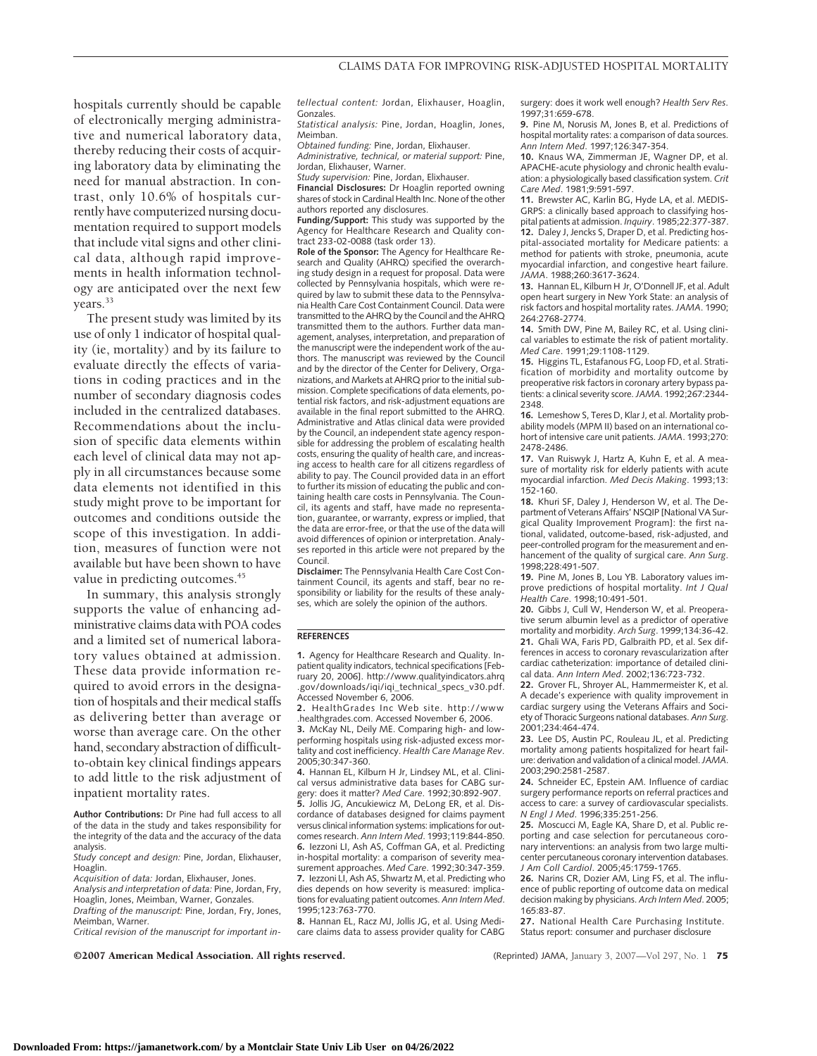hospitals currently should be capable of electronically merging administrative and numerical laboratory data, thereby reducing their costs of acquiring laboratory data by eliminating the need for manual abstraction. In contrast, only 10.6% of hospitals currently have computerized nursing documentation required to support models that include vital signs and other clinical data, although rapid improvements in health information technology are anticipated over the next few years.[33]

The present study was limited by its use of only 1 indicator of hospital quality (ie, mortality) and by its failure to evaluate directly the effects of variations in coding practices and in the number of secondary diagnosis codes included in the centralized databases. Recommendations about the inclusion of specific data elements within each level of clinical data may not apply in all circumstances because some data elements not identified in this study might prove to be important for outcomes and conditions outside the scope of this investigation. In addition, measures of function were not available but have been shown to have value in predicting outcomes.[45]

In summary, this analysis strongly supports the value of enhancing administrative claims data with POA codes and a limited set of numerical laboratory values obtained at admission. These data provide information required to avoid errors in the designation of hospitals and their medical staffs as delivering better than average or worse than average care. On the other hand, secondary abstraction of difficult-to-obtain key clinical findings appears to add little to the risk adjustment of inpatient mortality rates.

**Author Contributions:** Dr Pine had full access to all of the data in the study and takes responsibility for the integrity of the data and the accuracy of the data analysis.

*Study concept and design:* Pine, Jordan, Elixhauser, Hoaglin.

*Acquisition of data:* Jordan, Elixhauser, Jones.

*Analysis and interpretation of data:* Pine, Jordan, Fry, Hoaglin, Jones, Meimban, Warner, Gonzales.

*Drafting of the manuscript:* Pine, Jordan, Fry, Jones, Meimban, Warner.

*Critical revision of the manuscript for important intellectual content:* Jordan, Elixhauser, Hoaglin, Gonzales.

*Statistical analysis:* Pine, Jordan, Hoaglin, Jones, Meimban.

*Obtained funding:* Pine, Jordan, Elixhauser.

*Administrative, technical, or material support:* Pine, Jordan, Elixhauser, Warner.

*Study supervision:* Pine, Jordan, Elixhauser.

**Financial Disclosures:** Dr Hoaglin reported owning shares of stock in Cardinal Health Inc. None of the other authors reported any disclosures.

**Funding/Support:** This study was supported by the Agency for Healthcare Research and Quality contract 233-02-0088 (task order 13).

**Role of the Sponsor:** The Agency for Healthcare Research and Quality (AHRQ) specified the overarching study design in a request for proposal. Data were collected by Pennsylvania hospitals, which were required by law to submit these data to the Pennsylvania Health Care Cost Containment Council. Data were transmitted to the AHRQ by the Council and the AHRQ transmitted them to the authors. Further data management, analyses, interpretation, and preparation of the manuscript were the independent work of the authors. The manuscript was reviewed by the Council and by the director of the Center for Delivery, Organizations, and Markets at AHRQ prior to the initial submission. Complete specifications of data elements, potential risk factors, and risk-adjustment equations are available in the final report submitted to the AHRQ. Administrative and Atlas clinical data were provided by the Council, an independent state agency responsible for addressing the problem of escalating health costs, ensuring the quality of health care, and increasing access to health care for all citizens regardless of ability to pay. The Council provided data in an effort to further its mission of educating the public and containing health care costs in Pennsylvania. The Council, its agents and staff, have made no representation, guarantee, or warranty, express or implied, that the data are error-free, or that the use of the data will avoid differences of opinion or interpretation. Analyses reported in this article were not prepared by the Council.

**Disclaimer:** The Pennsylvania Health Care Cost Containment Council, its agents and staff, bear no responsibility or liability for the results of these analyses, which are solely the opinion of the authors.

## REFERENCES

**1.** Agency for Healthcare Research and Quality. Inpatient quality indicators, technical specifications [February 20, 2006]. http://www.qualityindicators.ahrq.gov/downloads/iqi/iqi_technical_specs_v30.pdf. Accessed November 6, 2006.

**2.** HealthGrades Inc Web site. http://www.healthgrades.com. Accessed November 6, 2006.

**3.** McKay NL, Deily ME. Comparing high- and low-performing hospitals using risk-adjusted excess mortality and cost inefficiency. *Health Care Manage Rev*. 2005;30:347-360.

**4.** Hannan EL, Kilburn H Jr, Lindsey ML, et al. Clinical versus administrative data bases for CABG surgery: does it matter? *Med Care*. 1992;30:892-907.

**5.** Jollis JG, Ancukiewicz M, DeLong ER, et al. Discordance of databases designed for claims payment versus clinical information systems: implications for outcomes research. *Ann Intern Med*. 1993;119:844-850.

**6.** Iezzoni LI, Ash AS, Coffman GA, et al. Predicting in-hospital mortality: a comparison of severity measurement approaches. *Med Care*. 1992;30:347-359.

**7.** Iezzoni LI, Ash AS, Shwartz M, et al. Predicting who dies depends on how severity is measured: implications for evaluating patient outcomes. *Ann Intern Med*. 1995;123:763-770.

**8.** Hannan EL, Racz MJ, Jollis JG, et al. Using Medicare claims data to assess provider quality for CABG surgery: does it work well enough? *Health Serv Res*. 1997;31:659-678.

**9.** Pine M, Norusis M, Jones B, et al. Predictions of hospital mortality rates: a comparison of data sources. *Ann Intern Med*. 1997;126:347-354.

**10.** Knaus WA, Zimmerman JE, Wagner DP, et al. APACHE-acute physiology and chronic health evaluation: a physiologically based classification system. *Crit Care Med*. 1981;9:591-597.

**11.** Brewster AC, Karlin BG, Hyde LA, et al. MEDISGRPS: a clinically based approach to classifying hospital patients at admission. *Inquiry*. 1985;22:377-387.

**12.** Daley J, Jencks S, Draper D, et al. Predicting hospital-associated mortality for Medicare patients: a method for patients with stroke, pneumonia, acute myocardial infarction, and congestive heart failure. *JAMA*. 1988;260:3617-3624.

**13.** Hannan EL, Kilburn H Jr, O'Donnell JF, et al. Adult open heart surgery in New York State: an analysis of risk factors and hospital mortality rates. *JAMA*. 1990;264:2768-2774.

**14.** Smith DW, Pine M, Bailey RC, et al. Using clinical variables to estimate the risk of patient mortality. *Med Care*. 1991;29:1108-1129.

**15.** Higgins TL, Estafanous FG, Loop FD, et al. Stratification of morbidity and mortality outcome by preoperative risk factors in coronary artery bypass patients: a clinical severity score. *JAMA*. 1992;267:2344-2348.

**16.** Lemeshow S, Teres D, Klar J, et al. Mortality probability models (MPM II) based on an international cohort of intensive care unit patients. *JAMA*. 1993;270:2478-2486.

**17.** Van Ruiswyk J, Hartz A, Kuhn E, et al. A measure of mortality risk for elderly patients with acute myocardial infarction. *Med Decis Making*. 1993;13:152-160.

**18.** Khuri SF, Daley J, Henderson W, et al. The Department of Veterans Affairs' NSQIP [National VA Surgical Quality Improvement Program]: the first national, validated, outcome-based, risk-adjusted, and peer-controlled program for the measurement and enhancement of the quality of surgical care. *Ann Surg*. 1998;228:491-507.

**19.** Pine M, Jones B, Lou YB. Laboratory values improve predictions of hospital mortality. *Int J Qual Health Care*. 1998;10:491-501.

**20.** Gibbs J, Cull W, Henderson W, et al. Preoperative serum albumin level as a predictor of operative mortality and morbidity. *Arch Surg*. 1999;134:36-42.

**21.** Ghali WA, Faris PD, Galbraith PD, et al. Sex differences in access to coronary revascularization after cardiac catheterization: importance of detailed clinical data. *Ann Intern Med*. 2002;136:723-732.

**22.** Grover FL, Shroyer AL, Hammermeister K, et al. A decade's experience with quality improvement in cardiac surgery using the Veterans Affairs and Society of Thoracic Surgeons national databases. *Ann Surg*. 2001;234:464-474.

**23.** Lee DS, Austin PC, Rouleau JL, et al. Predicting mortality among patients hospitalized for heart failure: derivation and validation of a clinical model. *JAMA*. 2003;290:2581-2587.

**24.** Schneider EC, Epstein AM. Influence of cardiac surgery performance reports on referral practices and access to care: a survey of cardiovascular specialists. *N Engl J Med*. 1996;335:251-256.

**25.** Moscucci M, Eagle KA, Share D, et al. Public reporting and case selection for percutaneous coronary interventions: an analysis from two large multicenter percutaneous coronary intervention databases. *J Am Coll Cardiol*. 2005;45:1759-1765.

**26.** Narins CR, Dozier AM, Ling FS, et al. The influence of public reporting of outcome data on medical decision making by physicians. *Arch Intern Med*. 2005;165:83-87.

**27.** National Health Care Purchasing Institute. Status report: consumer and purchaser disclosure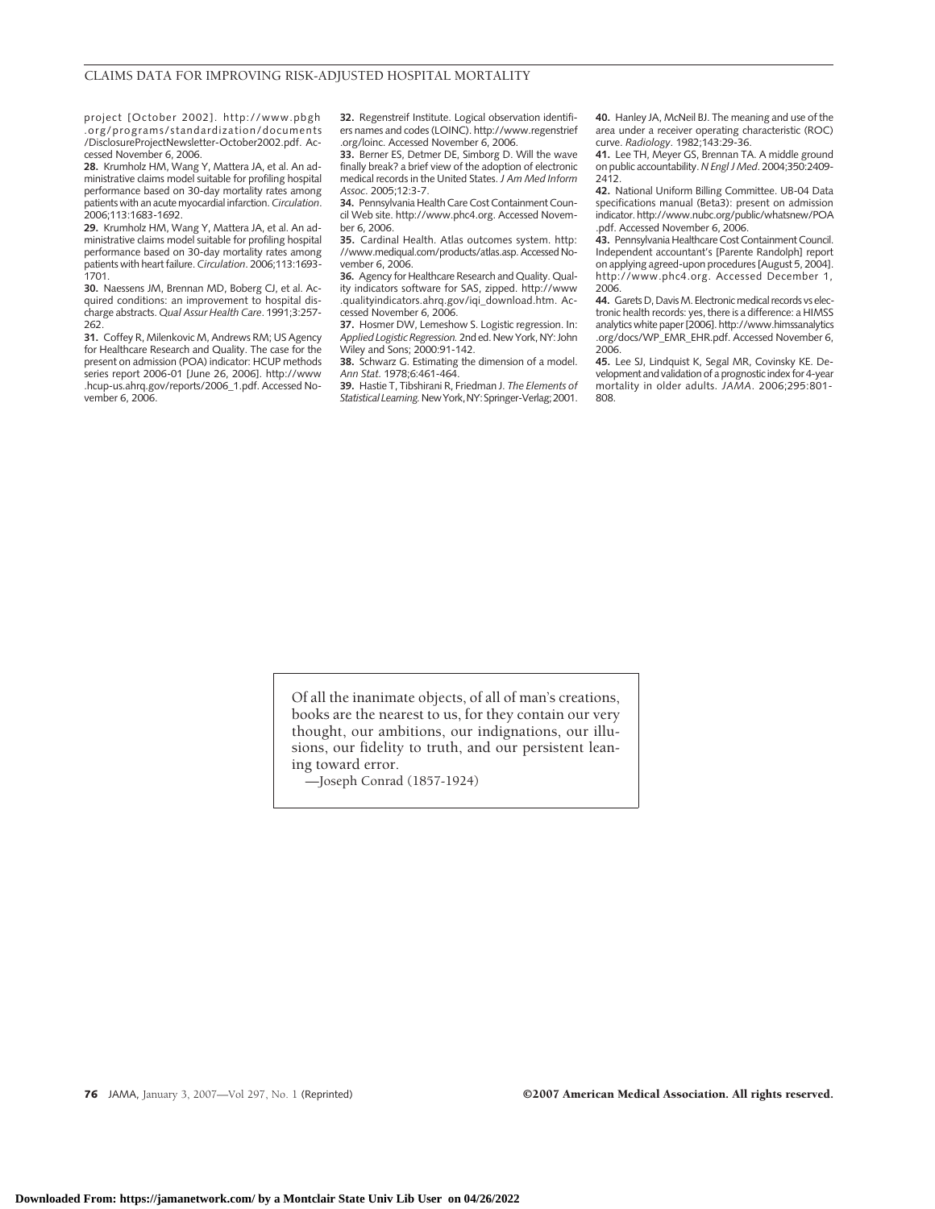project [October 2002]. http://www.pbgh.org/programs/standardization/documents/DisclosureProjectNewsletter-October2002.pdf. Accessed November 6, 2006.

**28.** Krumholz HM, Wang Y, Mattera JA, et al. An administrative claims model suitable for profiling hospital performance based on 30-day mortality rates among patients with an acute myocardial infarction. *Circulation*. 2006;113:1683-1692.

**29.** Krumholz HM, Wang Y, Mattera JA, et al. An administrative claims model suitable for profiling hospital performance based on 30-day mortality rates among patients with heart failure. *Circulation*. 2006;113:1693-1701.

**30.** Naessens JM, Brennan MD, Boberg CJ, et al. Acquired conditions: an improvement to hospital discharge abstracts. *Qual Assur Health Care*. 1991;3:257-262.

**31.** Coffey R, Milenkovic M, Andrews RM; US Agency for Healthcare Research and Quality. The case for the present on admission (POA) indicator: HCUP methods series report 2006-01 [June 26, 2006]. http://www.hcup-us.ahrq.gov/reports/2006_1.pdf. Accessed November 6, 2006.

**32.** Regenstreif Institute. Logical observation identifiers names and codes (LOINC). http://www.regenstrief.org/loinc. Accessed November 6, 2006.

**33.** Berner ES, Detmer DE, Simborg D. Will the wave finally break? a brief view of the adoption of electronic medical records in the United States. *J Am Med Inform Assoc*. 2005;12:3-7.

**34.** Pennsylvania Health Care Cost Containment Council Web site. http://www.phc4.org. Accessed November 6, 2006.

**35.** Cardinal Health. Atlas outcomes system. http://www.mediqual.com/products/atlas.asp. Accessed November 6, 2006.

**36.** Agency for Healthcare Research and Quality. Quality indicators software for SAS, zipped. http://www.qualityindicators.ahrq.gov/iqi_download.htm. Accessed November 6, 2006.

**37.** Hosmer DW, Lemeshow S. Logistic regression. In: *Applied Logistic Regression*. 2nd ed. New York, NY: John Wiley and Sons; 2000:91-142.

**38.** Schwarz G. Estimating the dimension of a model. *Ann Stat*. 1978;6:461-464.

**39.** Hastie T, Tibshirani R, Friedman J. *The Elements of Statistical Learning*. New York, NY: Springer-Verlag; 2001.

**40.** Hanley JA, McNeil BJ. The meaning and use of the area under a receiver operating characteristic (ROC) curve. *Radiology*. 1982;143:29-36.

**41.** Lee TH, Meyer GS, Brennan TA. A middle ground on public accountability. *N Engl J Med*. 2004;350:2409-2412.

**42.** National Uniform Billing Committee. UB-04 Data specifications manual (Beta3): present on admission indicator. http://www.nubc.org/public/whatsnew/POA.pdf. Accessed November 6, 2006.

**43.** Pennsylvania Healthcare Cost Containment Council. Independent accountant's [Parente Randolph] report on applying agreed-upon procedures [August 5, 2004]. http://www.phc4.org. Accessed December 1, 2006.

**44.** Garets D, Davis M. Electronic medical records vs electronic health records: yes, there is a difference: a HIMSS analytics white paper [2006]. http://www.himssanalytics.org/docs/WP_EMR_EHR.pdf. Accessed November 6, 2006.

**45.** Lee SJ, Lindquist K, Segal MR, Covinsky KE. Development and validation of a prognostic index for 4-year mortality in older adults. *JAMA*. 2006;295:801-808.

> Of all the inanimate objects, of all of man's creations, books are the nearest to us, for they contain our very thought, our ambitions, our indignations, our illusions, our fidelity to truth, and our persistent leaning toward error.
>
> —Joseph Conrad (1857-1924)